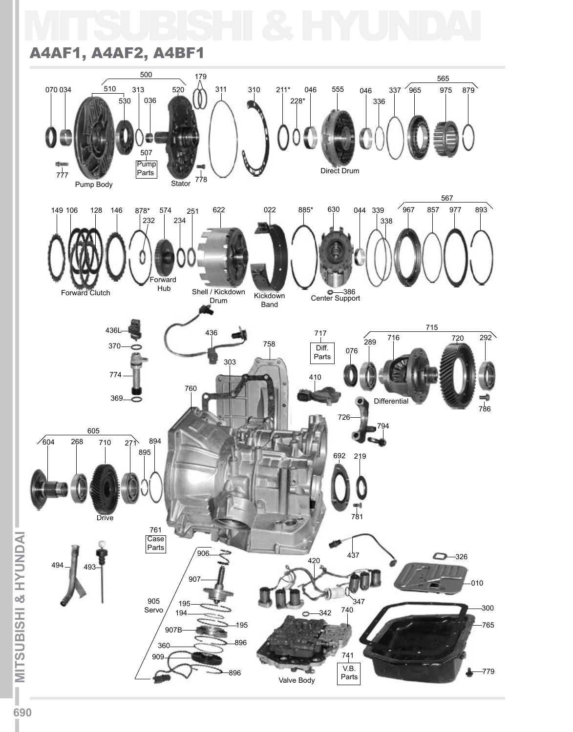# MITSUBISHI & HYUNDAI

## A4AF1, A4AF2, A4BF1

500 179 565
070 034 510 313 520 311 310 211* 046 555 046 337 965 975 879
530 036 228* 336
507
Pump Parts
777 778
Pump Body Stator Direct Drum

567
149 106 128 146 878* 574 251 622 022 885* 630 044 339 967 857 977 893
232 234 338
Forward Hub
Forward Clutch Shell / Kickdown Drum Kickdown Band 386 Center Support

436L 436 717 715
370 758 Diff. Parts 289 716 720 292
303 076
774 410
760
369 Differential
786
726
605 794
604 268 710 271 894
895 692 219
Drive 781
761
Case Parts
906 437
494 493 420 326
907 010
905 Servo 195 347
194 342 740 300
907B 195 765
360 896 741
909 V.B. Parts 779
896 Valve Body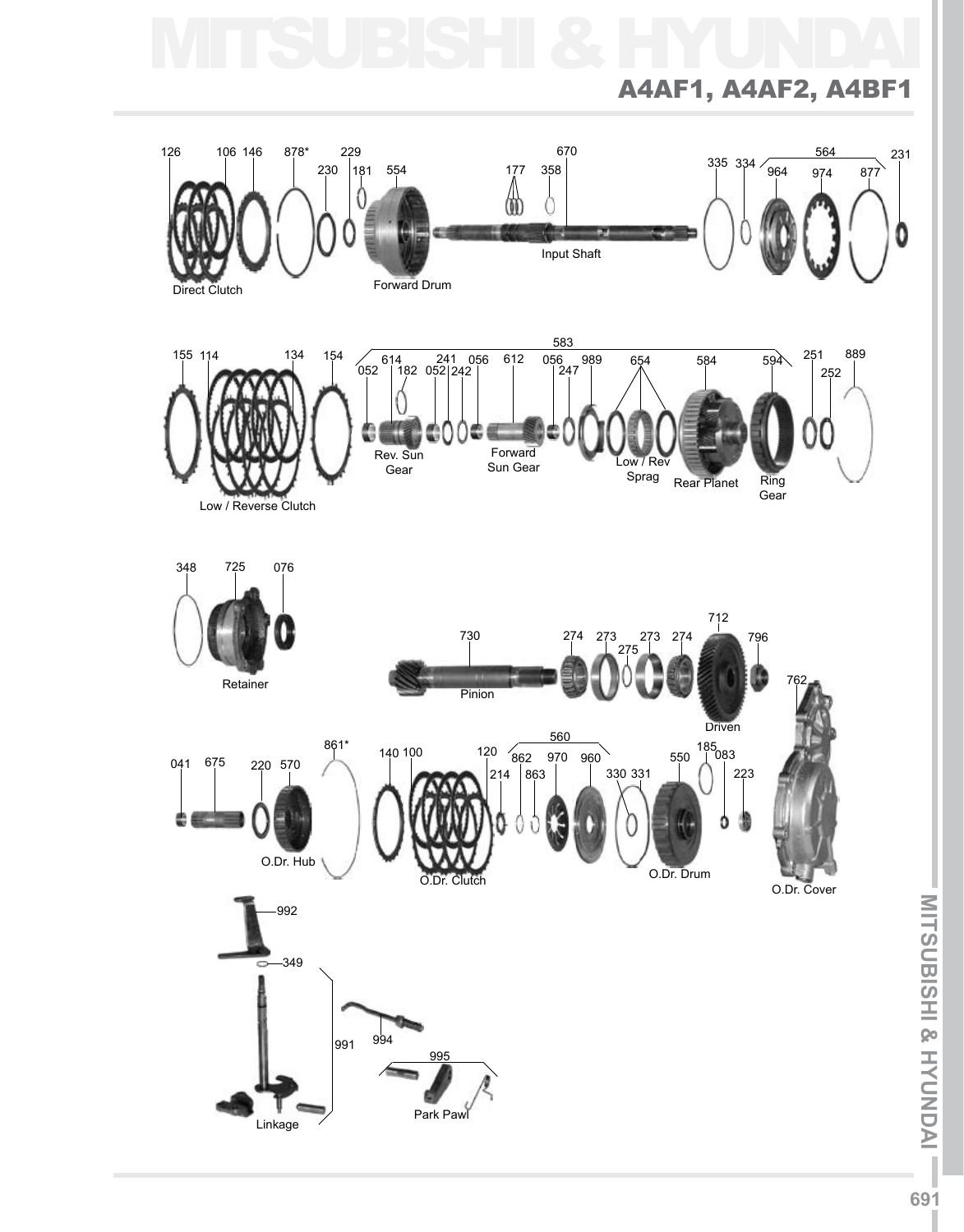# MITSUBISHI & HYUNDAI

## A4AF1, A4AF2, A4BF1

126 106 146 878* 229 230 181 554 177 358 670 335 334 564 964 974 877 231

Direct Clutch

Forward Drum

Input Shaft

155 114 134 154 583 052 614 182 241 052 242 056 612 056 247 989 654 584 594 251 252 889

Rev. Sun Gear

Forward Sun Gear

Low / Rev Sprag

Rear Planet

Ring Gear

Low / Reverse Clutch

348 725 076

Retainer

730 274 273 275 273 274 712 796 762

Pinion

Driven

041 675 220 570 861* 140 100 120 560 862 970 960 214 863 330 331 550 185 083 223

O.Dr. Hub

O.Dr. Clutch

O.Dr. Drum

O.Dr. Cover

992 349 991 994 995

Linkage

Park Pawl